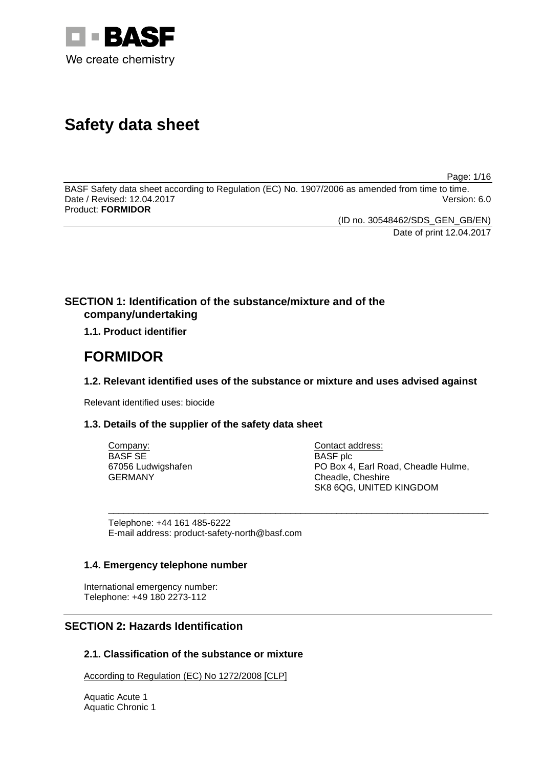# Safety data sheet

BASF Safety data sheet according to Regulation (EC) No. 1907/2006 as amended from time to time.
Date / Revised: 12.04.2017 Version: 6.0
Product: **FORMIDOR**

(ID no. 30548462/SDS_GEN_GB/EN)
Date of print 12.04.2017

## SECTION 1: Identification of the substance/mixture and of the company/undertaking

### 1.1. Product identifier

# FORMIDOR

### 1.2. Relevant identified uses of the substance or mixture and uses advised against

Relevant identified uses: biocide

### 1.3. Details of the supplier of the safety data sheet

Company:
BASF SE
67056 Ludwigshafen
GERMANY

Contact address:
BASF plc
PO Box 4, Earl Road, Cheadle Hulme,
Cheadle, Cheshire
SK8 6QG, UNITED KINGDOM

Telephone: +44 161 485-6222
E-mail address: product-safety-north@basf.com

### 1.4. Emergency telephone number

International emergency number:
Telephone: +49 180 2273-112

## SECTION 2: Hazards Identification

### 2.1. Classification of the substance or mixture

According to Regulation (EC) No 1272/2008 [CLP]

Aquatic Acute 1
Aquatic Chronic 1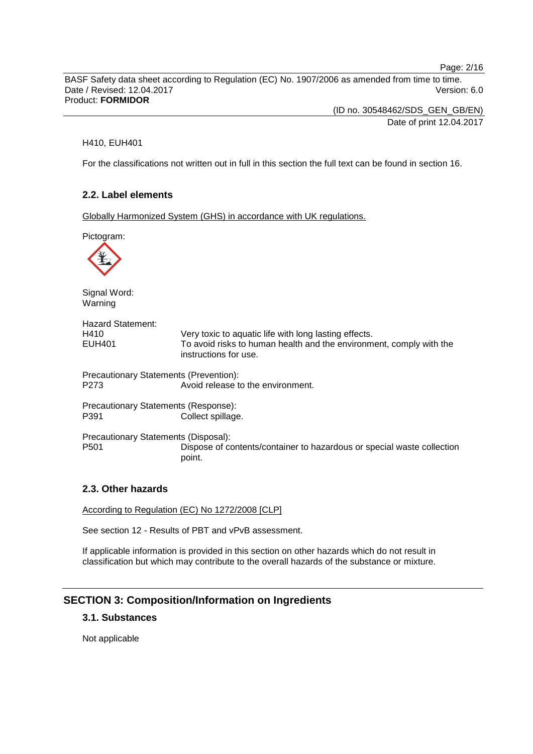H410, EUH401

For the classifications not written out in full in this section the full text can be found in section 16.

### 2.2. Label elements

Globally Harmonized System (GHS) in accordance with UK regulations.

Pictogram:

Signal Word:
Warning

Hazard Statement:

| | |
|---|---|
| H410 | Very toxic to aquatic life with long lasting effects. |
| EUH401 | To avoid risks to human health and the environment, comply with the instructions for use. |

Precautionary Statements (Prevention):

| | |
|---|---|
| P273 | Avoid release to the environment. |

Precautionary Statements (Response):

| | |
|---|---|
| P391 | Collect spillage. |

Precautionary Statements (Disposal):

| | |
|---|---|
| P501 | Dispose of contents/container to hazardous or special waste collection point. |

### 2.3. Other hazards

According to Regulation (EC) No 1272/2008 [CLP]

See section 12 - Results of PBT and vPvB assessment.

If applicable information is provided in this section on other hazards which do not result in classification but which may contribute to the overall hazards of the substance or mixture.

## SECTION 3: Composition/Information on Ingredients

### 3.1. Substances

Not applicable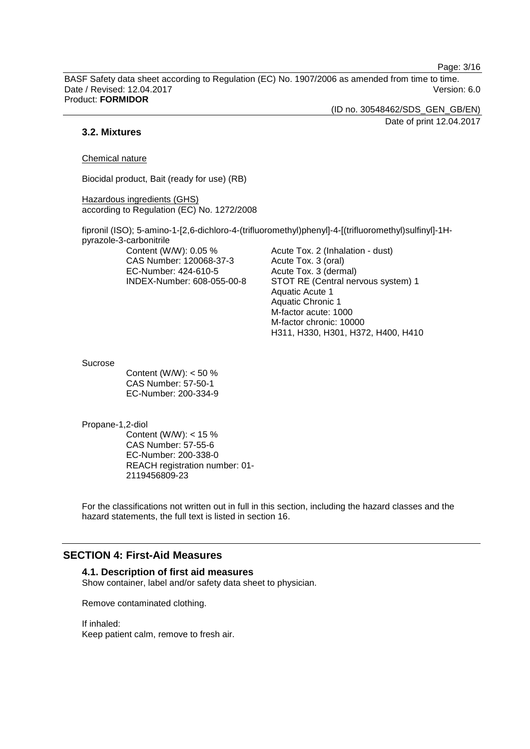### 3.2. Mixtures

Chemical nature

Biocidal product, Bait (ready for use) (RB)

Hazardous ingredients (GHS)
according to Regulation (EC) No. 1272/2008

fipronil (ISO); 5-amino-1-[2,6-dichloro-4-(trifluoromethyl)phenyl]-4-[(trifluoromethyl)sulfinyl]-1H-pyrazole-3-carbonitrile

Content (W/W): 0.05 %
CAS Number: 120068-37-3
EC-Number: 424-610-5
INDEX-Number: 608-055-00-8

Acute Tox. 2 (Inhalation - dust)
Acute Tox. 3 (oral)
Acute Tox. 3 (dermal)
STOT RE (Central nervous system) 1
Aquatic Acute 1
Aquatic Chronic 1
M-factor acute: 1000
M-factor chronic: 10000
H311, H330, H301, H372, H400, H410

Sucrose

Content (W/W): < 50 %
CAS Number: 57-50-1
EC-Number: 200-334-9

Propane-1,2-diol

Content (W/W): < 15 %
CAS Number: 57-55-6
EC-Number: 200-338-0
REACH registration number: 01-2119456809-23

For the classifications not written out in full in this section, including the hazard classes and the hazard statements, the full text is listed in section 16.

## SECTION 4: First-Aid Measures

### 4.1. Description of first aid measures

Show container, label and/or safety data sheet to physician.

Remove contaminated clothing.

If inhaled:
Keep patient calm, remove to fresh air.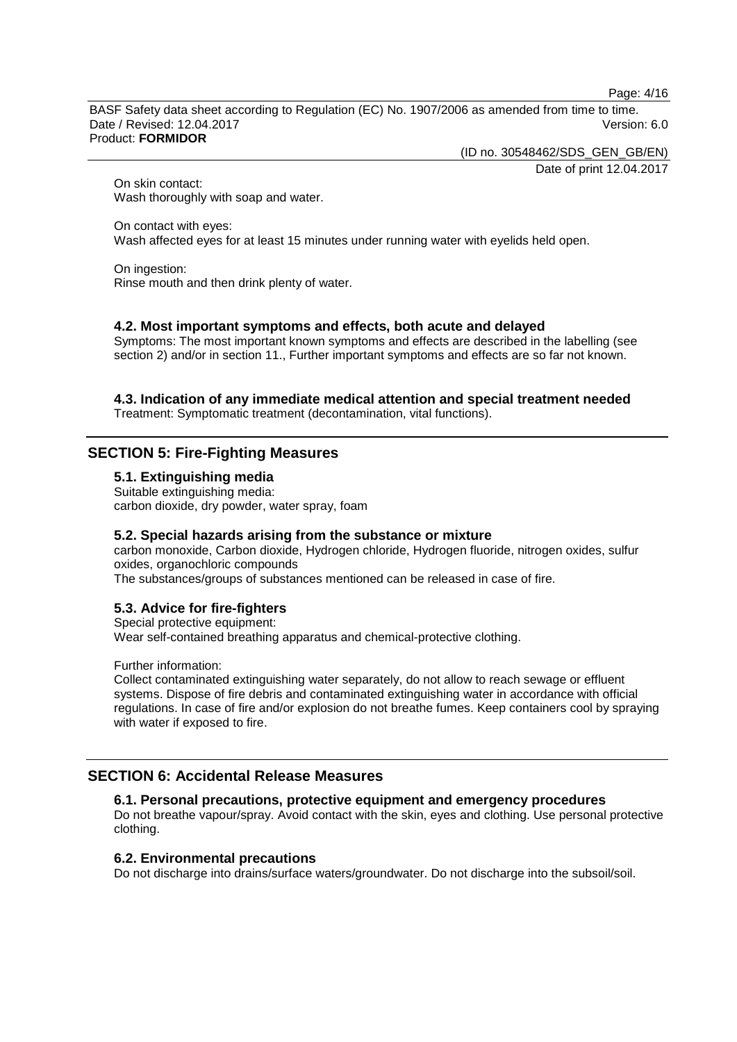On skin contact:
Wash thoroughly with soap and water.

On contact with eyes:
Wash affected eyes for at least 15 minutes under running water with eyelids held open.

On ingestion:
Rinse mouth and then drink plenty of water.

### 4.2. Most important symptoms and effects, both acute and delayed

Symptoms: The most important known symptoms and effects are described in the labelling (see section 2) and/or in section 11., Further important symptoms and effects are so far not known.

### 4.3. Indication of any immediate medical attention and special treatment needed

Treatment: Symptomatic treatment (decontamination, vital functions).

## SECTION 5: Fire-Fighting Measures

### 5.1. Extinguishing media

Suitable extinguishing media:
carbon dioxide, dry powder, water spray, foam

### 5.2. Special hazards arising from the substance or mixture

carbon monoxide, Carbon dioxide, Hydrogen chloride, Hydrogen fluoride, nitrogen oxides, sulfur oxides, organochloric compounds
The substances/groups of substances mentioned can be released in case of fire.

### 5.3. Advice for fire-fighters

Special protective equipment:
Wear self-contained breathing apparatus and chemical-protective clothing.

Further information:
Collect contaminated extinguishing water separately, do not allow to reach sewage or effluent systems. Dispose of fire debris and contaminated extinguishing water in accordance with official regulations. In case of fire and/or explosion do not breathe fumes. Keep containers cool by spraying with water if exposed to fire.

## SECTION 6: Accidental Release Measures

### 6.1. Personal precautions, protective equipment and emergency procedures

Do not breathe vapour/spray. Avoid contact with the skin, eyes and clothing. Use personal protective clothing.

### 6.2. Environmental precautions

Do not discharge into drains/surface waters/groundwater. Do not discharge into the subsoil/soil.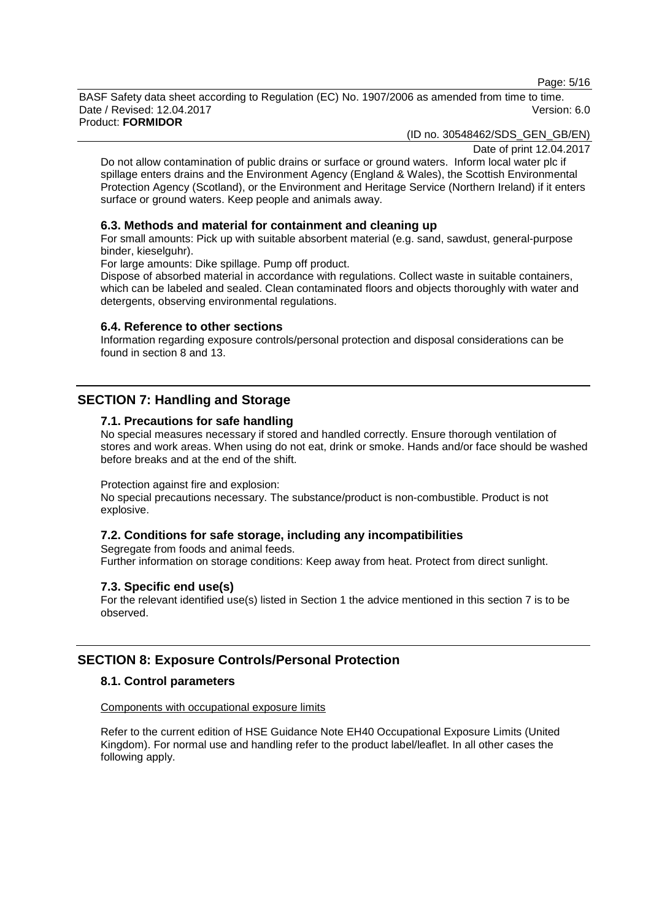Do not allow contamination of public drains or surface or ground waters. Inform local water plc if spillage enters drains and the Environment Agency (England & Wales), the Scottish Environmental Protection Agency (Scotland), or the Environment and Heritage Service (Northern Ireland) if it enters surface or ground waters. Keep people and animals away.

### 6.3. Methods and material for containment and cleaning up

For small amounts: Pick up with suitable absorbent material (e.g. sand, sawdust, general-purpose binder, kieselguhr).

For large amounts: Dike spillage. Pump off product.

Dispose of absorbed material in accordance with regulations. Collect waste in suitable containers, which can be labeled and sealed. Clean contaminated floors and objects thoroughly with water and detergents, observing environmental regulations.

### 6.4. Reference to other sections

Information regarding exposure controls/personal protection and disposal considerations can be found in section 8 and 13.

## SECTION 7: Handling and Storage

### 7.1. Precautions for safe handling

No special measures necessary if stored and handled correctly. Ensure thorough ventilation of stores and work areas. When using do not eat, drink or smoke. Hands and/or face should be washed before breaks and at the end of the shift.

Protection against fire and explosion:

No special precautions necessary. The substance/product is non-combustible. Product is not explosive.

### 7.2. Conditions for safe storage, including any incompatibilities

Segregate from foods and animal feeds.

Further information on storage conditions: Keep away from heat. Protect from direct sunlight.

### 7.3. Specific end use(s)

For the relevant identified use(s) listed in Section 1 the advice mentioned in this section 7 is to be observed.

## SECTION 8: Exposure Controls/Personal Protection

### 8.1. Control parameters

Components with occupational exposure limits

Refer to the current edition of HSE Guidance Note EH40 Occupational Exposure Limits (United Kingdom). For normal use and handling refer to the product label/leaflet. In all other cases the following apply.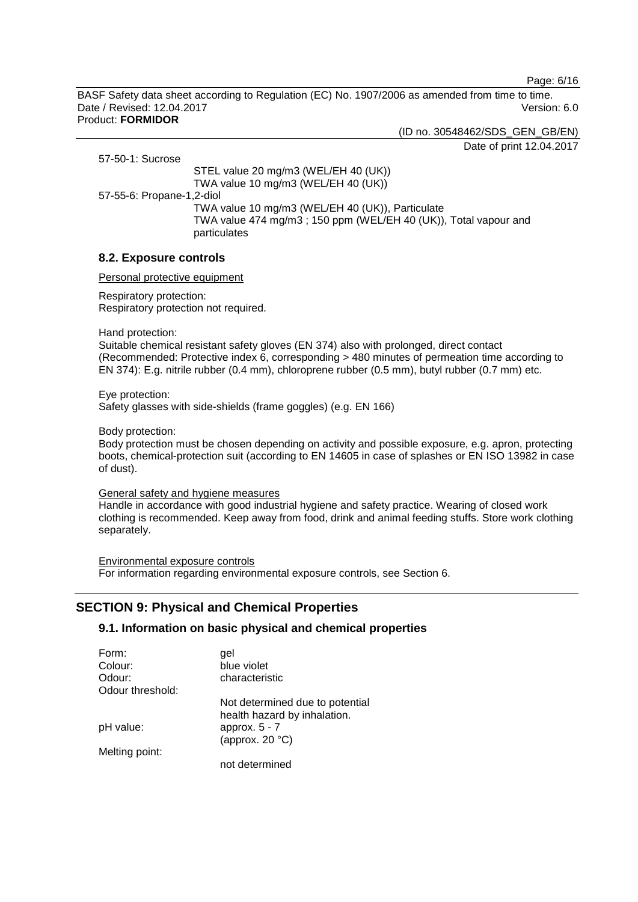57-50-1: Sucrose

STEL value 20 mg/m3 (WEL/EH 40 (UK))
TWA value 10 mg/m3 (WEL/EH 40 (UK))

57-55-6: Propane-1,2-diol

TWA value 10 mg/m3 (WEL/EH 40 (UK)), Particulate
TWA value 474 mg/m3 ; 150 ppm (WEL/EH 40 (UK)), Total vapour and particulates

### 8.2. Exposure controls

Personal protective equipment

Respiratory protection:
Respiratory protection not required.

Hand protection:
Suitable chemical resistant safety gloves (EN 374) also with prolonged, direct contact (Recommended: Protective index 6, corresponding > 480 minutes of permeation time according to EN 374): E.g. nitrile rubber (0.4 mm), chloroprene rubber (0.5 mm), butyl rubber (0.7 mm) etc.

Eye protection:
Safety glasses with side-shields (frame goggles) (e.g. EN 166)

Body protection:
Body protection must be chosen depending on activity and possible exposure, e.g. apron, protecting boots, chemical-protection suit (according to EN 14605 in case of splashes or EN ISO 13982 in case of dust).

General safety and hygiene measures
Handle in accordance with good industrial hygiene and safety practice. Wearing of closed work clothing is recommended. Keep away from food, drink and animal feeding stuffs. Store work clothing separately.

Environmental exposure controls
For information regarding environmental exposure controls, see Section 6.

## SECTION 9: Physical and Chemical Properties

### 9.1. Information on basic physical and chemical properties

Form: gel
Colour: blue violet
Odour: characteristic
Odour threshold:
Not determined due to potential health hazard by inhalation.
pH value: approx. 5 - 7
(approx. 20 °C)
Melting point:
not determined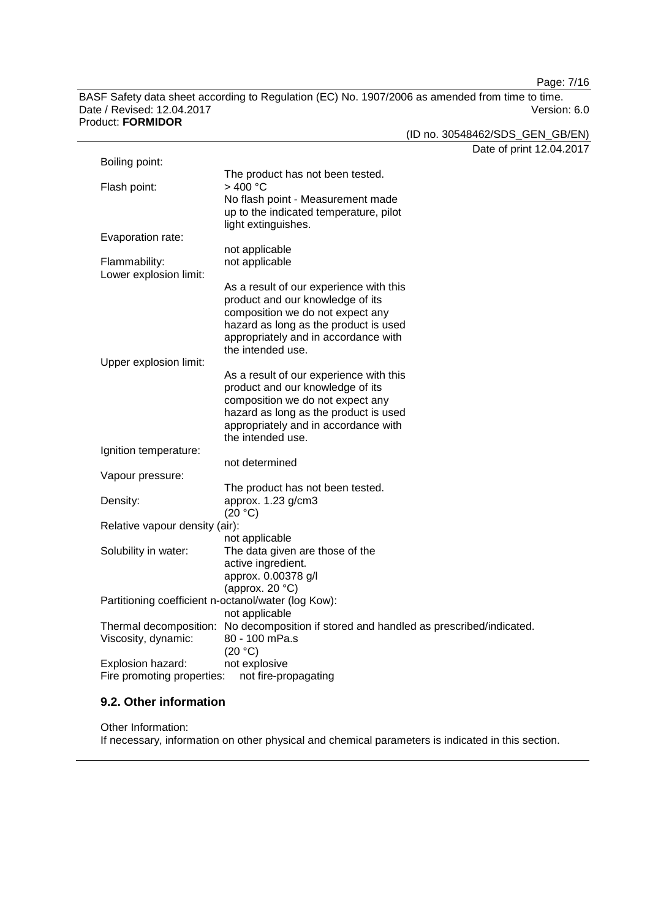Boiling point:
The product has not been tested.

Flash point: > 400 °C
No flash point - Measurement made up to the indicated temperature, pilot light extinguishes.

Evaporation rate:
not applicable

Flammability: not applicable

Lower explosion limit:
As a result of our experience with this product and our knowledge of its composition we do not expect any hazard as long as the product is used appropriately and in accordance with the intended use.

Upper explosion limit:
As a result of our experience with this product and our knowledge of its composition we do not expect any hazard as long as the product is used appropriately and in accordance with the intended use.

Ignition temperature:
not determined

Vapour pressure:
The product has not been tested.

Density: approx. 1.23 g/cm3
(20 °C)

Relative vapour density (air):
not applicable

Solubility in water: The data given are those of the active ingredient.
approx. 0.00378 g/l
(approx. 20 °C)

Partitioning coefficient n-octanol/water (log Kow):
not applicable

Thermal decomposition: No decomposition if stored and handled as prescribed/indicated.

Viscosity, dynamic: 80 - 100 mPa.s
(20 °C)

Explosion hazard: not explosive

Fire promoting properties: not fire-propagating

## 9.2. Other information

Other Information:
If necessary, information on other physical and chemical parameters is indicated in this section.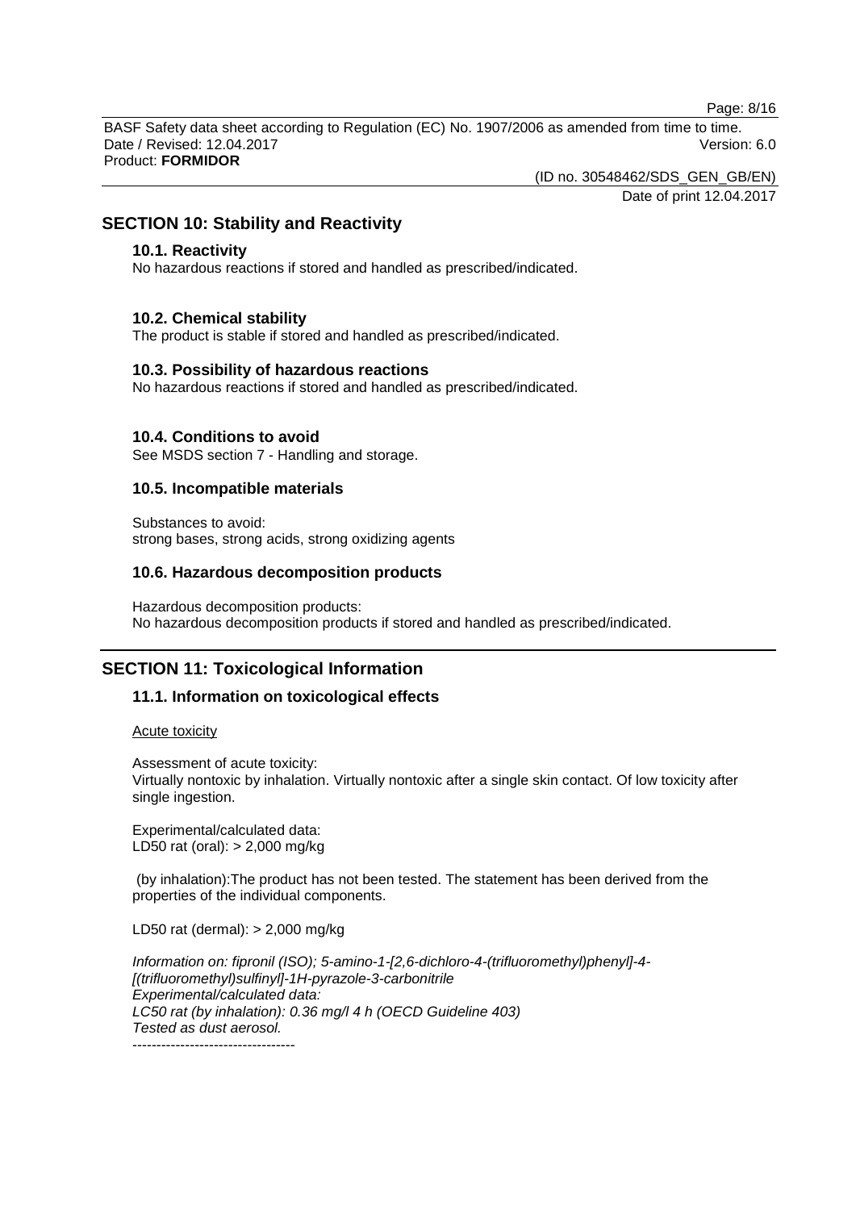## SECTION 10: Stability and Reactivity

### 10.1. Reactivity

No hazardous reactions if stored and handled as prescribed/indicated.

### 10.2. Chemical stability

The product is stable if stored and handled as prescribed/indicated.

### 10.3. Possibility of hazardous reactions

No hazardous reactions if stored and handled as prescribed/indicated.

### 10.4. Conditions to avoid

See MSDS section 7 - Handling and storage.

### 10.5. Incompatible materials

Substances to avoid:
strong bases, strong acids, strong oxidizing agents

### 10.6. Hazardous decomposition products

Hazardous decomposition products:
No hazardous decomposition products if stored and handled as prescribed/indicated.

## SECTION 11: Toxicological Information

### 11.1. Information on toxicological effects

Acute toxicity

Assessment of acute toxicity:
Virtually nontoxic by inhalation. Virtually nontoxic after a single skin contact. Of low toxicity after single ingestion.

Experimental/calculated data:
LD50 rat (oral): > 2,000 mg/kg

(by inhalation):The product has not been tested. The statement has been derived from the properties of the individual components.

LD50 rat (dermal): > 2,000 mg/kg

*Information on: fipronil (ISO); 5-amino-1-[2,6-dichloro-4-(trifluoromethyl)phenyl]-4-[(trifluoromethyl)sulfinyl]-1H-pyrazole-3-carbonitrile*
*Experimental/calculated data:*
*LC50 rat (by inhalation): 0.36 mg/l 4 h (OECD Guideline 403)*
*Tested as dust aerosol.*

----------------------------------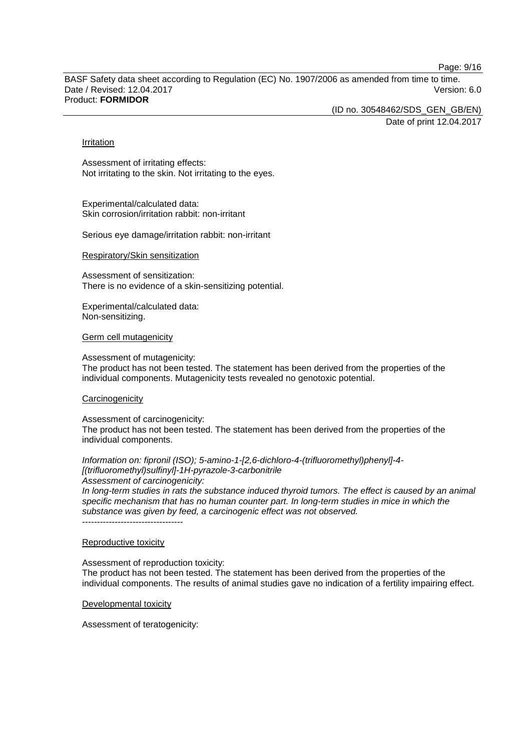Irritation

Assessment of irritating effects:
Not irritating to the skin. Not irritating to the eyes.

Experimental/calculated data:
Skin corrosion/irritation rabbit: non-irritant

Serious eye damage/irritation rabbit: non-irritant

Respiratory/Skin sensitization

Assessment of sensitization:
There is no evidence of a skin-sensitizing potential.

Experimental/calculated data:
Non-sensitizing.

Germ cell mutagenicity

Assessment of mutagenicity:
The product has not been tested. The statement has been derived from the properties of the individual components. Mutagenicity tests revealed no genotoxic potential.

Carcinogenicity

Assessment of carcinogenicity:
The product has not been tested. The statement has been derived from the properties of the individual components.

*Information on: fipronil (ISO); 5-amino-1-[2,6-dichloro-4-(trifluoromethyl)phenyl]-4-[(trifluoromethyl)sulfinyl]-1H-pyrazole-3-carbonitrile*
*Assessment of carcinogenicity:*
*In long-term studies in rats the substance induced thyroid tumors. The effect is caused by an animal specific mechanism that has no human counter part. In long-term studies in mice in which the substance was given by feed, a carcinogenic effect was not observed.*
----------------------------------

Reproductive toxicity

Assessment of reproduction toxicity:
The product has not been tested. The statement has been derived from the properties of the individual components. The results of animal studies gave no indication of a fertility impairing effect.

Developmental toxicity

Assessment of teratogenicity: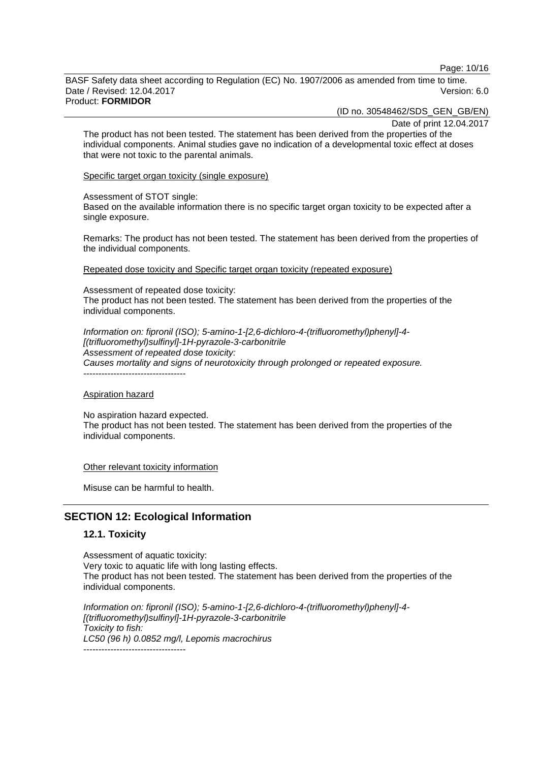The product has not been tested. The statement has been derived from the properties of the individual components. Animal studies gave no indication of a developmental toxic effect at doses that were not toxic to the parental animals.

Specific target organ toxicity (single exposure)

Assessment of STOT single:
Based on the available information there is no specific target organ toxicity to be expected after a single exposure.

Remarks: The product has not been tested. The statement has been derived from the properties of the individual components.

Repeated dose toxicity and Specific target organ toxicity (repeated exposure)

Assessment of repeated dose toxicity:
The product has not been tested. The statement has been derived from the properties of the individual components.

*Information on: fipronil (ISO); 5-amino-1-[2,6-dichloro-4-(trifluoromethyl)phenyl]-4-[(trifluoromethyl)sulfinyl]-1H-pyrazole-3-carbonitrile*
*Assessment of repeated dose toxicity:*
*Causes mortality and signs of neurotoxicity through prolonged or repeated exposure.*
----------------------------------

Aspiration hazard

No aspiration hazard expected.
The product has not been tested. The statement has been derived from the properties of the individual components.

Other relevant toxicity information

Misuse can be harmful to health.

## SECTION 12: Ecological Information

### 12.1. Toxicity

Assessment of aquatic toxicity:
Very toxic to aquatic life with long lasting effects.
The product has not been tested. The statement has been derived from the properties of the individual components.

*Information on: fipronil (ISO); 5-amino-1-[2,6-dichloro-4-(trifluoromethyl)phenyl]-4-[(trifluoromethyl)sulfinyl]-1H-pyrazole-3-carbonitrile*
*Toxicity to fish:*
*LC50 (96 h) 0.0852 mg/l, Lepomis macrochirus*
----------------------------------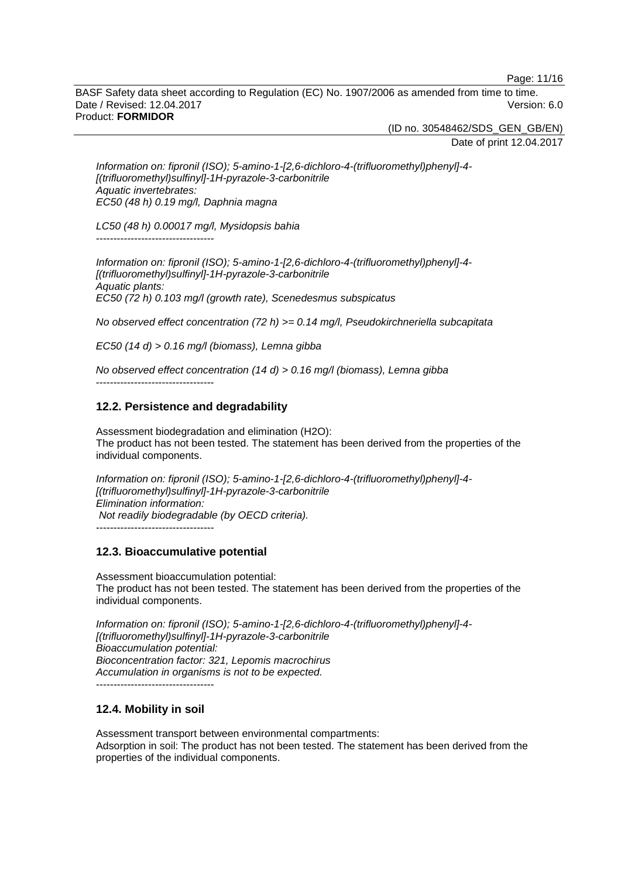*Information on: fipronil (ISO); 5-amino-1-[2,6-dichloro-4-(trifluoromethyl)phenyl]-4-[(trifluoromethyl)sulfinyl]-1H-pyrazole-3-carbonitrile*
*Aquatic invertebrates:*
*EC50 (48 h) 0.19 mg/l, Daphnia magna*

*LC50 (48 h) 0.00017 mg/l, Mysidopsis bahia*
----------------------------------

*Information on: fipronil (ISO); 5-amino-1-[2,6-dichloro-4-(trifluoromethyl)phenyl]-4-[(trifluoromethyl)sulfinyl]-1H-pyrazole-3-carbonitrile*
*Aquatic plants:*
*EC50 (72 h) 0.103 mg/l (growth rate), Scenedesmus subspicatus*

*No observed effect concentration (72 h) >= 0.14 mg/l, Pseudokirchneriella subcapitata*

*EC50 (14 d) > 0.16 mg/l (biomass), Lemna gibba*

*No observed effect concentration (14 d) > 0.16 mg/l (biomass), Lemna gibba*
----------------------------------

### 12.2. Persistence and degradability

Assessment biodegradation and elimination ($H_2O$):
The product has not been tested. The statement has been derived from the properties of the individual components.

*Information on: fipronil (ISO); 5-amino-1-[2,6-dichloro-4-(trifluoromethyl)phenyl]-4-[(trifluoromethyl)sulfinyl]-1H-pyrazole-3-carbonitrile*
*Elimination information:*
*Not readily biodegradable (by OECD criteria).*
----------------------------------

### 12.3. Bioaccumulative potential

Assessment bioaccumulation potential:
The product has not been tested. The statement has been derived from the properties of the individual components.

*Information on: fipronil (ISO); 5-amino-1-[2,6-dichloro-4-(trifluoromethyl)phenyl]-4-[(trifluoromethyl)sulfinyl]-1H-pyrazole-3-carbonitrile*
*Bioaccumulation potential:*
*Bioconcentration factor: 321, Lepomis macrochirus*
*Accumulation in organisms is not to be expected.*
----------------------------------

### 12.4. Mobility in soil

Assessment transport between environmental compartments:
Adsorption in soil: The product has not been tested. The statement has been derived from the properties of the individual components.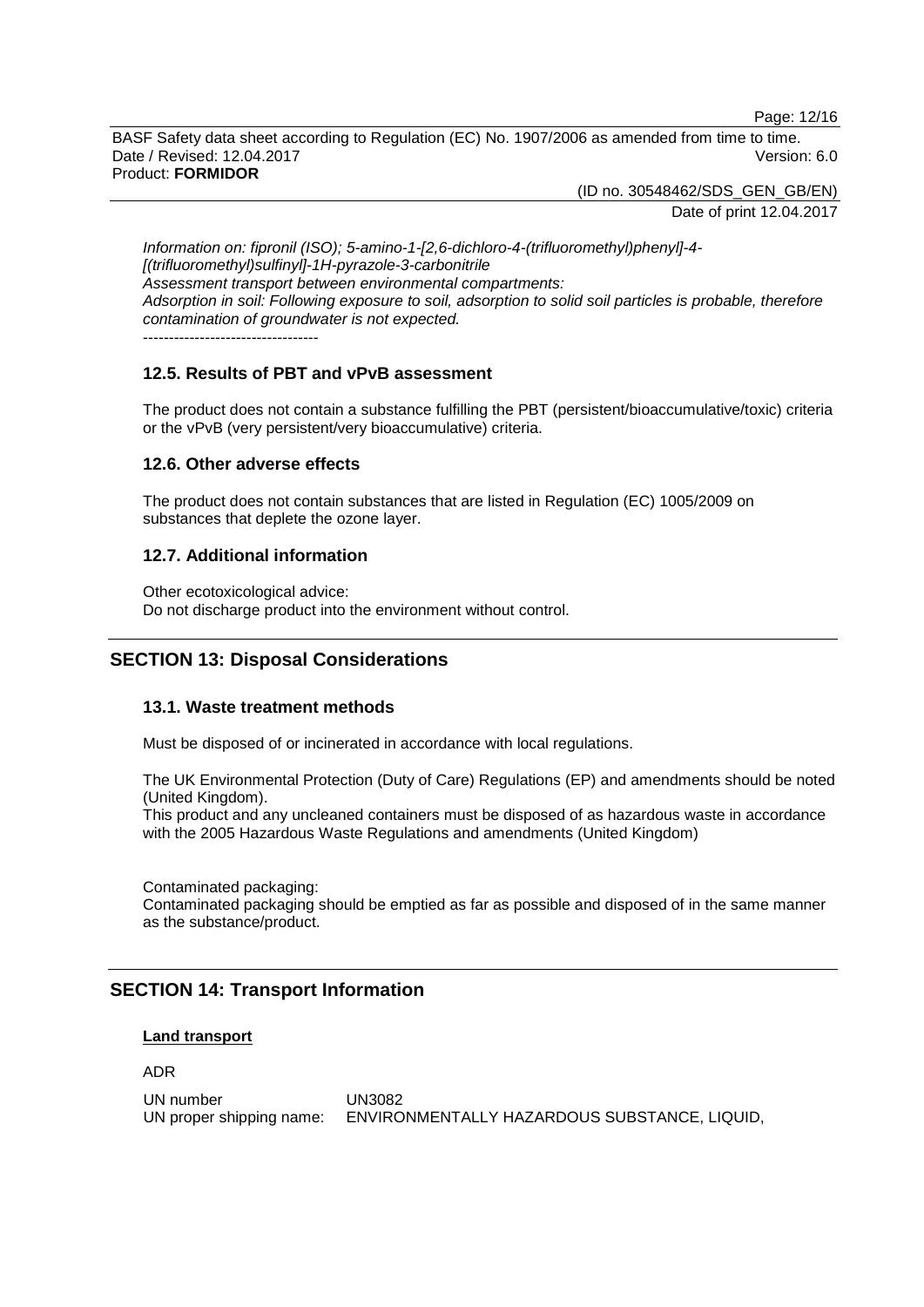*Information on: fipronil (ISO); 5-amino-1-[2,6-dichloro-4-(trifluoromethyl)phenyl]-4-[(trifluoromethyl)sulfinyl]-1H-pyrazole-3-carbonitrile*
*Assessment transport between environmental compartments:*
*Adsorption in soil: Following exposure to soil, adsorption to solid soil particles is probable, therefore contamination of groundwater is not expected.*
----------------------------------

### 12.5. Results of PBT and vPvB assessment

The product does not contain a substance fulfilling the PBT (persistent/bioaccumulative/toxic) criteria or the vPvB (very persistent/very bioaccumulative) criteria.

### 12.6. Other adverse effects

The product does not contain substances that are listed in Regulation (EC) 1005/2009 on substances that deplete the ozone layer.

### 12.7. Additional information

Other ecotoxicological advice:
Do not discharge product into the environment without control.

## SECTION 13: Disposal Considerations

### 13.1. Waste treatment methods

Must be disposed of or incinerated in accordance with local regulations.

The UK Environmental Protection (Duty of Care) Regulations (EP) and amendments should be noted (United Kingdom).
This product and any uncleaned containers must be disposed of as hazardous waste in accordance with the 2005 Hazardous Waste Regulations and amendments (United Kingdom)

Contaminated packaging:
Contaminated packaging should be emptied as far as possible and disposed of in the same manner as the substance/product.

## SECTION 14: Transport Information

**Land transport**

ADR

UN number: UN3082
UN proper shipping name: ENVIRONMENTALLY HAZARDOUS SUBSTANCE, LIQUID,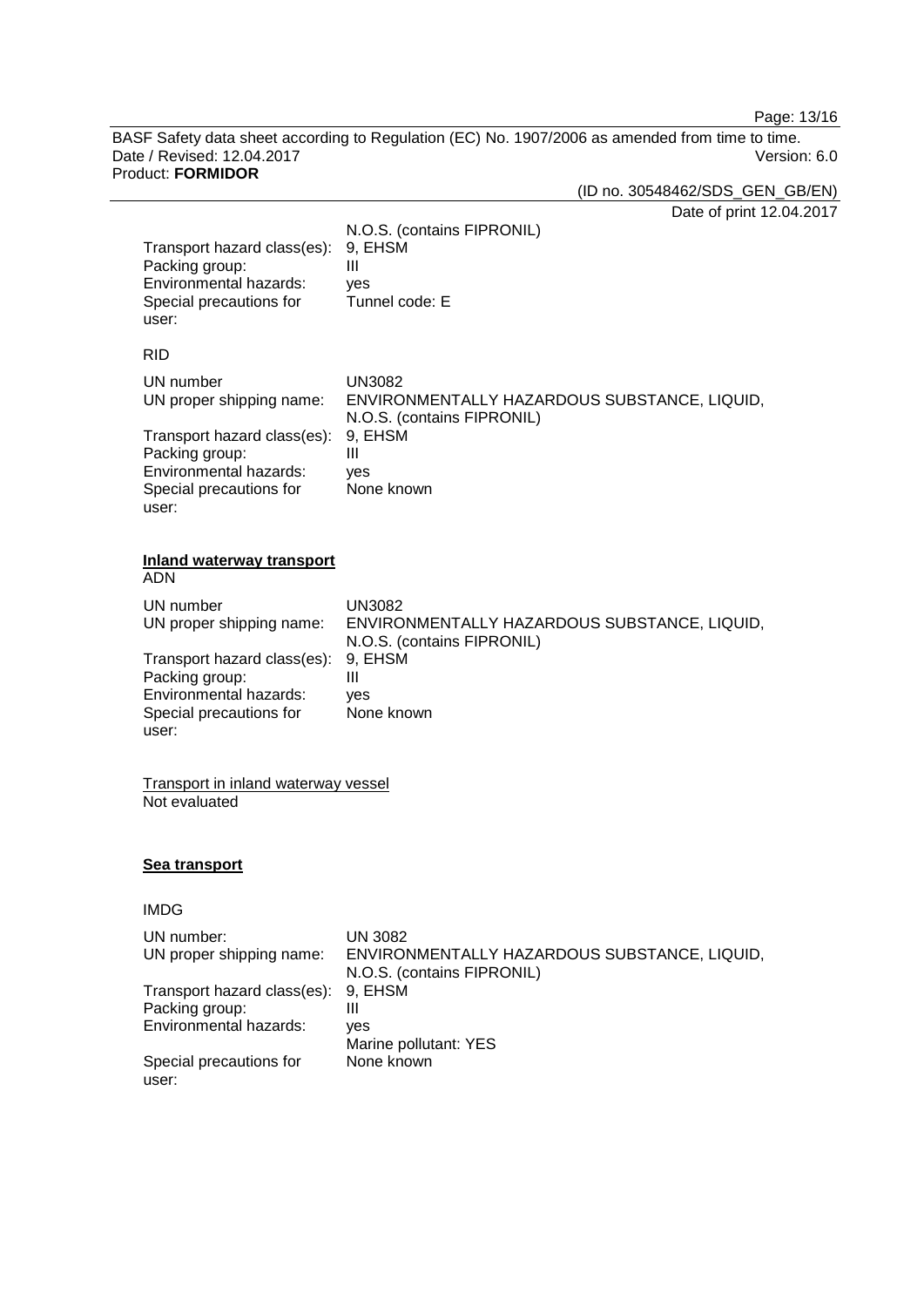| | |
|---|---|
| | N.O.S. (contains FIPRONIL) |
| Transport hazard class(es): | 9, EHSM |
| Packing group: | III |
| Environmental hazards: | yes |
| Special precautions for user: | Tunnel code: E |

RID

| | |
|---|---|
| UN number | UN3082 |
| UN proper shipping name: | ENVIRONMENTALLY HAZARDOUS SUBSTANCE, LIQUID, N.O.S. (contains FIPRONIL) |
| Transport hazard class(es): | 9, EHSM |
| Packing group: | III |
| Environmental hazards: | yes |
| Special precautions for user: | None known |

**Inland waterway transport**

ADN

| | |
|---|---|
| UN number | UN3082 |
| UN proper shipping name: | ENVIRONMENTALLY HAZARDOUS SUBSTANCE, LIQUID, N.O.S. (contains FIPRONIL) |
| Transport hazard class(es): | 9, EHSM |
| Packing group: | III |
| Environmental hazards: | yes |
| Special precautions for user: | None known |

Transport in inland waterway vessel

Not evaluated

**Sea transport**

IMDG

| | |
|---|---|
| UN number: | UN 3082 |
| UN proper shipping name: | ENVIRONMENTALLY HAZARDOUS SUBSTANCE, LIQUID, N.O.S. (contains FIPRONIL) |
| Transport hazard class(es): | 9, EHSM |
| Packing group: | III |
| Environmental hazards: | yes<br>Marine pollutant: YES |
| Special precautions for user: | None known |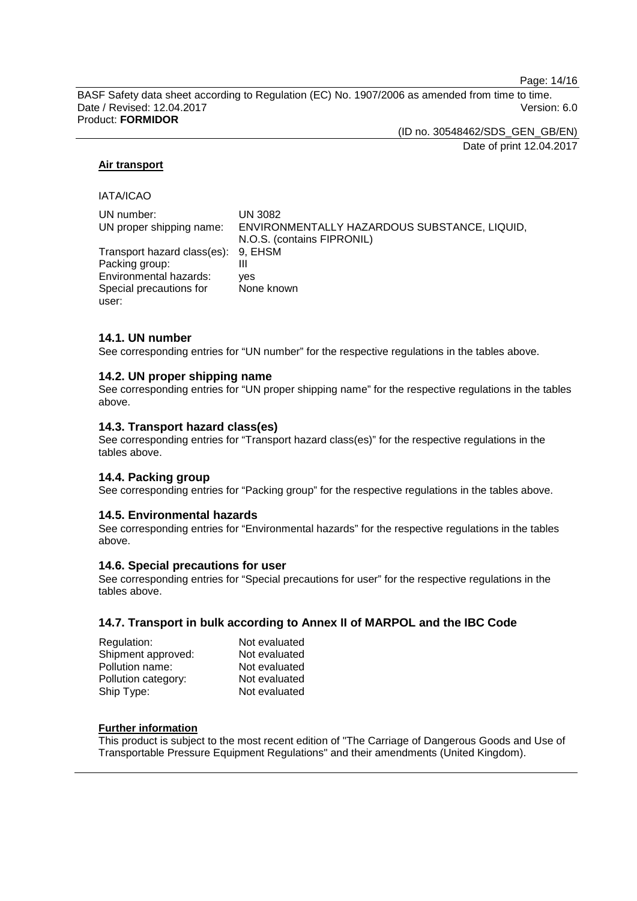**Air transport**

IATA/ICAO

| | |
|---|---|
| UN number: | UN 3082 |
| UN proper shipping name: | ENVIRONMENTALLY HAZARDOUS SUBSTANCE, LIQUID, N.O.S. (contains FIPRONIL) |
| Transport hazard class(es): | 9, EHSM |
| Packing group: | III |
| Environmental hazards: | yes |
| Special precautions for user: | None known |

## 14.1. UN number

See corresponding entries for "UN number" for the respective regulations in the tables above.

## 14.2. UN proper shipping name

See corresponding entries for "UN proper shipping name" for the respective regulations in the tables above.

## 14.3. Transport hazard class(es)

See corresponding entries for "Transport hazard class(es)" for the respective regulations in the tables above.

## 14.4. Packing group

See corresponding entries for "Packing group" for the respective regulations in the tables above.

## 14.5. Environmental hazards

See corresponding entries for "Environmental hazards" for the respective regulations in the tables above.

## 14.6. Special precautions for user

See corresponding entries for "Special precautions for user" for the respective regulations in the tables above.

## 14.7. Transport in bulk according to Annex II of MARPOL and the IBC Code

| | |
|---|---|
| Regulation: | Not evaluated |
| Shipment approved: | Not evaluated |
| Pollution name: | Not evaluated |
| Pollution category: | Not evaluated |
| Ship Type: | Not evaluated |

**Further information**

This product is subject to the most recent edition of "The Carriage of Dangerous Goods and Use of Transportable Pressure Equipment Regulations" and their amendments (United Kingdom).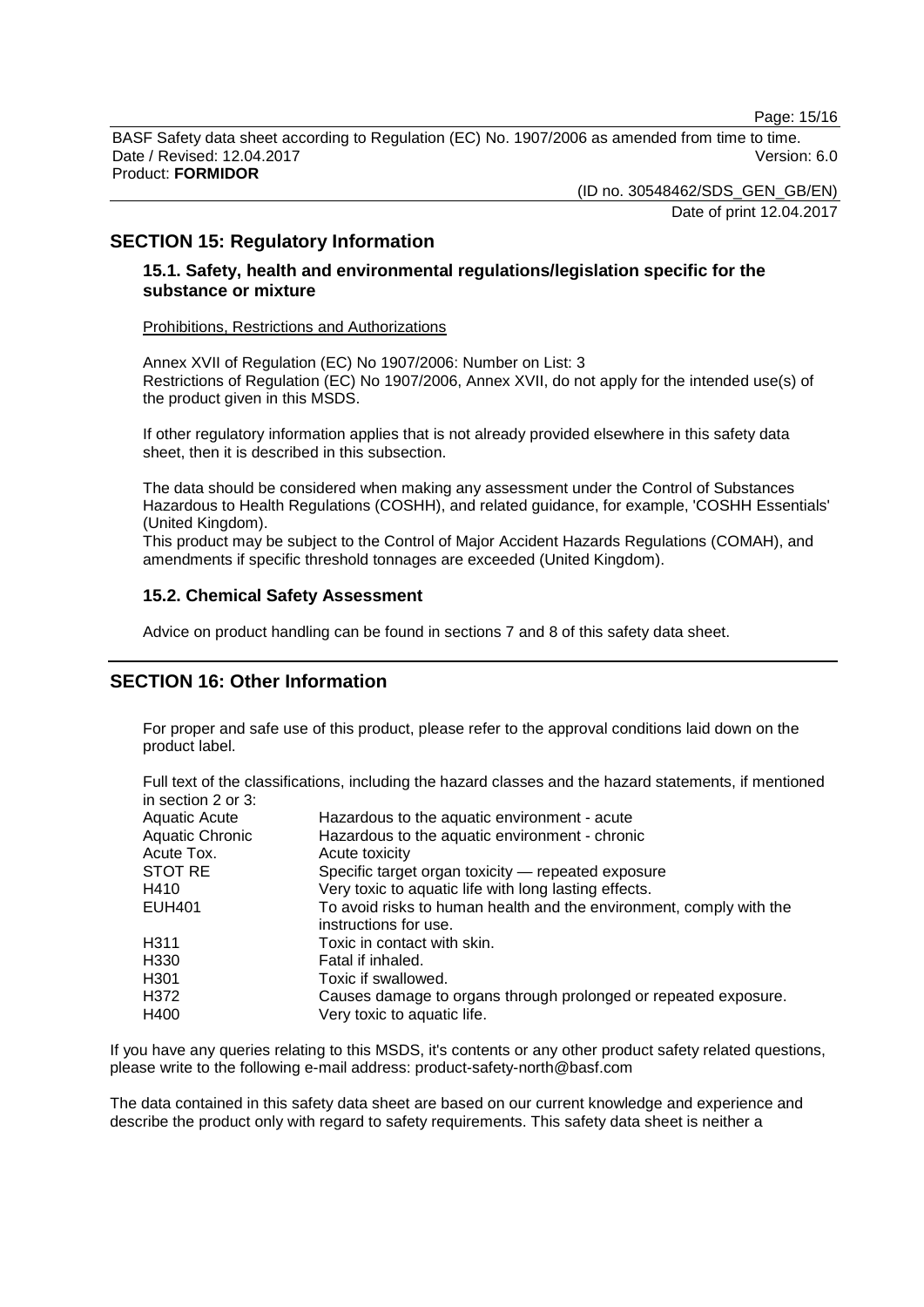## SECTION 15: Regulatory Information

### 15.1. Safety, health and environmental regulations/legislation specific for the substance or mixture

Prohibitions, Restrictions and Authorizations

Annex XVII of Regulation (EC) No 1907/2006: Number on List: 3
Restrictions of Regulation (EC) No 1907/2006, Annex XVII, do not apply for the intended use(s) of the product given in this MSDS.

If other regulatory information applies that is not already provided elsewhere in this safety data sheet, then it is described in this subsection.

The data should be considered when making any assessment under the Control of Substances Hazardous to Health Regulations (COSHH), and related guidance, for example, 'COSHH Essentials' (United Kingdom).
This product may be subject to the Control of Major Accident Hazards Regulations (COMAH), and amendments if specific threshold tonnages are exceeded (United Kingdom).

### 15.2. Chemical Safety Assessment

Advice on product handling can be found in sections 7 and 8 of this safety data sheet.

## SECTION 16: Other Information

For proper and safe use of this product, please refer to the approval conditions laid down on the product label.

Full text of the classifications, including the hazard classes and the hazard statements, if mentioned in section 2 or 3:

| | |
|---|---|
| Aquatic Acute | Hazardous to the aquatic environment - acute |
| Aquatic Chronic | Hazardous to the aquatic environment - chronic |
| Acute Tox. | Acute toxicity |
| STOT RE | Specific target organ toxicity — repeated exposure |
| H410 | Very toxic to aquatic life with long lasting effects. |
| EUH401 | To avoid risks to human health and the environment, comply with the instructions for use. |
| H311 | Toxic in contact with skin. |
| H330 | Fatal if inhaled. |
| H301 | Toxic if swallowed. |
| H372 | Causes damage to organs through prolonged or repeated exposure. |
| H400 | Very toxic to aquatic life. |

If you have any queries relating to this MSDS, it's contents or any other product safety related questions, please write to the following e-mail address: product-safety-north@basf.com

The data contained in this safety data sheet are based on our current knowledge and experience and describe the product only with regard to safety requirements. This safety data sheet is neither a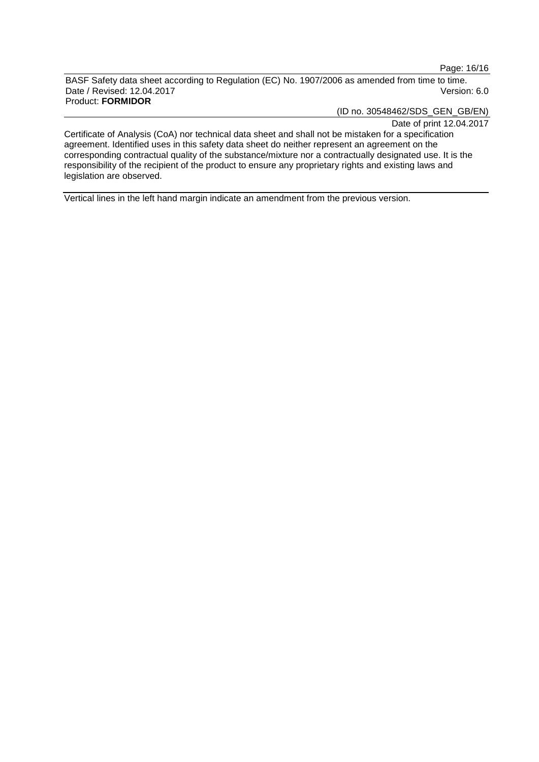Certificate of Analysis (CoA) nor technical data sheet and shall not be mistaken for a specification agreement. Identified uses in this safety data sheet do neither represent an agreement on the corresponding contractual quality of the substance/mixture nor a contractually designated use. It is the responsibility of the recipient of the product to ensure any proprietary rights and existing laws and legislation are observed.

---

Vertical lines in the left hand margin indicate an amendment from the previous version.